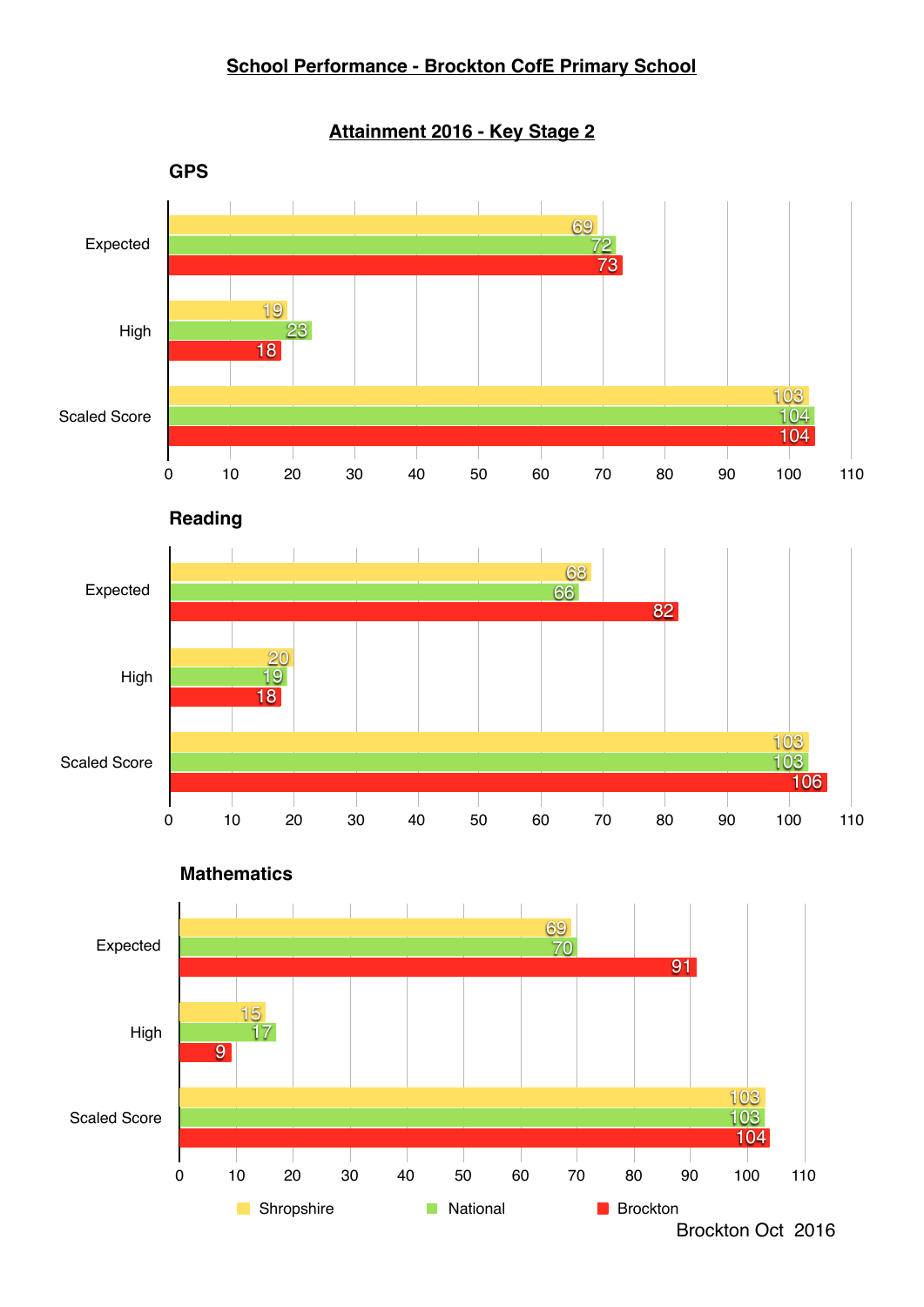# School Performance - Brockton CofE Primary School

## Attainment 2016 - Key Stage 2

### GPS

| | Shropshire | National | Brockton |
|---|---|---|---|
| Expected | 69 | 72 | 73 |
| High | 19 | 23 | 18 |
| Scaled Score | 103 | 104 | 104 |

### Reading

| | Shropshire | National | Brockton |
|---|---|---|---|
| Expected | 68 | 66 | 82 |
| High | 20 | 19 | 18 |
| Scaled Score | 103 | 103 | 106 |

### Mathematics

| | Shropshire | National | Brockton |
|---|---|---|---|
| Expected | 69 | 70 | 91 |
| High | 15 | 17 | 9 |
| Scaled Score | 103 | 103 | 104 |

Brockton Oct 2016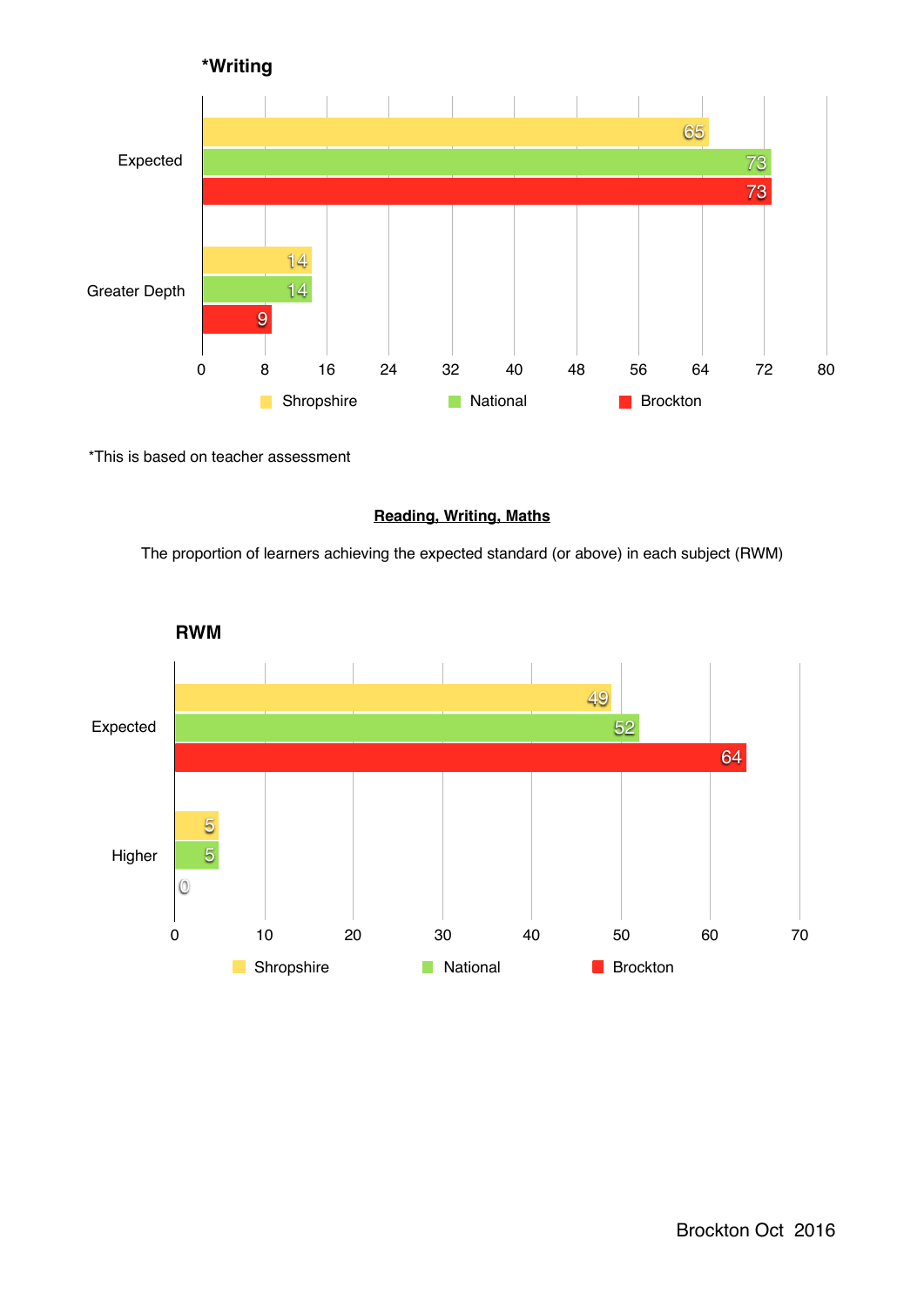### *Writing

| | Shropshire | National | Brockton |
|---|---|---|---|
| Expected | 65 | 73 | 73 |
| Greater Depth | 14 | 14 | 9 |

*This is based on teacher assessment

**Reading, Writing, Maths**

The proportion of learners achieving the expected standard (or above) in each subject (RWM)

### RWM

| | Shropshire | National | Brockton |
|---|---|---|---|
| Expected | 49 | 52 | 64 |
| Higher | 5 | 5 | 0 |

Brockton Oct 2016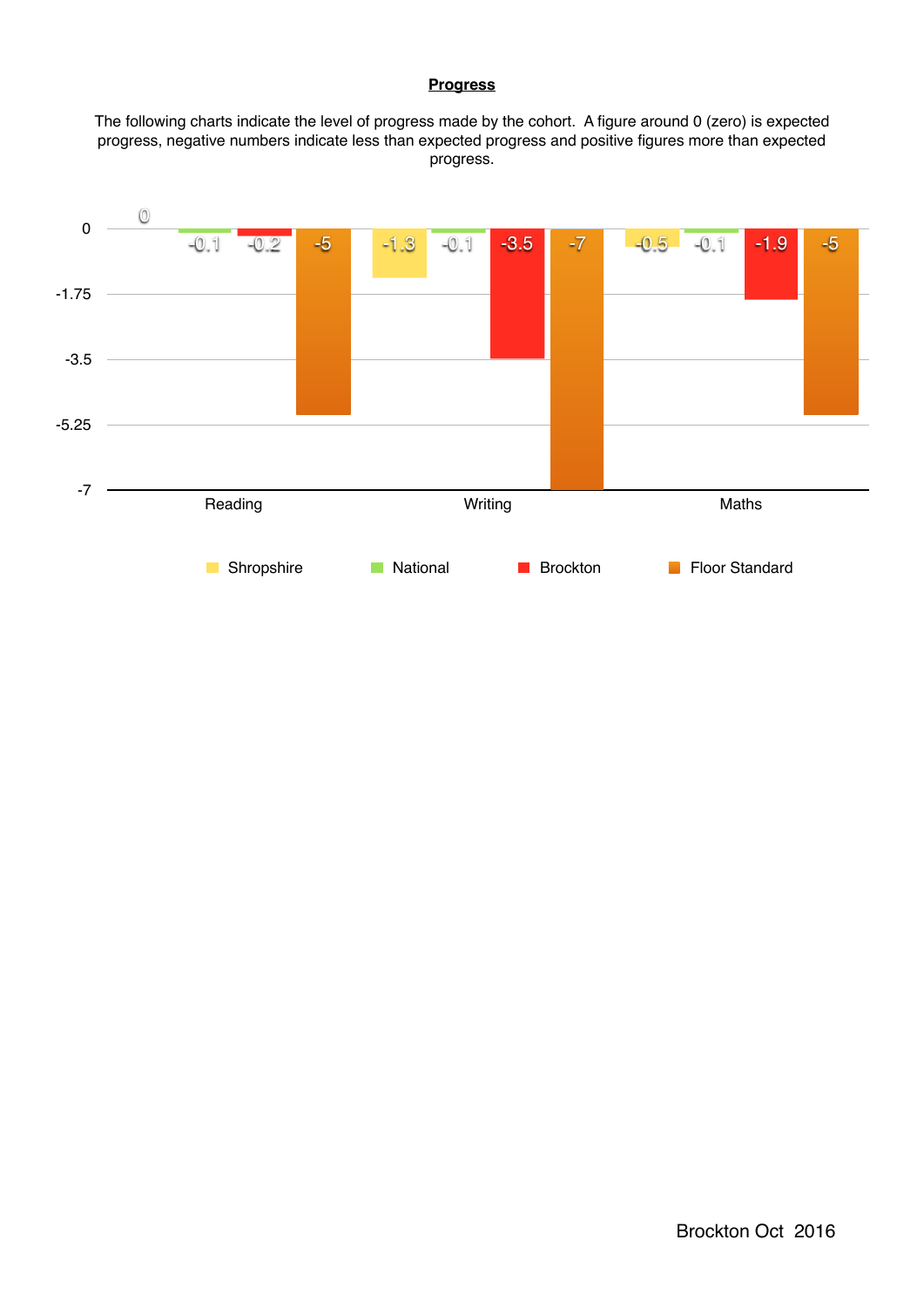**Progress**

The following charts indicate the level of progress made by the cohort. A figure around 0 (zero) is expected progress, negative numbers indicate less than expected progress and positive figures more than expected progress.

| | Shropshire | National | Brockton | Floor Standard |
|---|---|---|---|---|
| Reading | 0 | -0.1 | -0.2 | -5 |
| Writing | -1.3 | -0.1 | -3.5 | -7 |
| Maths | -0.5 | -0.1 | -1.9 | -5 |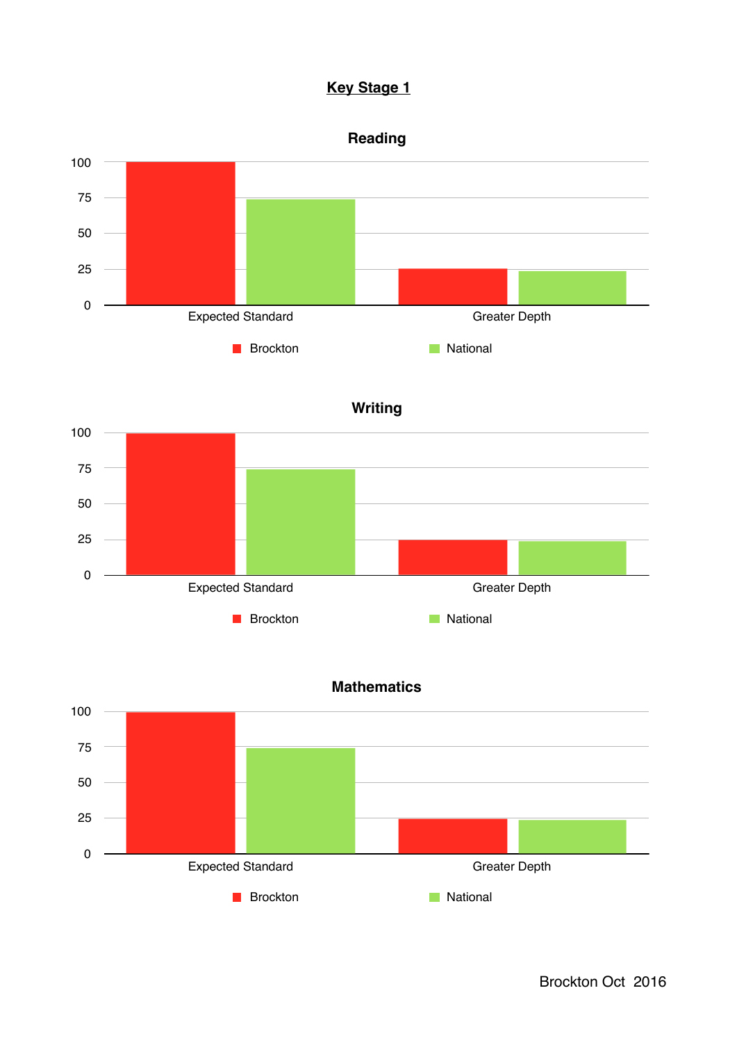# Key Stage 1

### Reading

| | Brockton | National |
|---|---|---|
| Expected Standard | 100 | 74 |
| Greater Depth | 25 | 24 |

### Writing

| | Brockton | National |
|---|---|---|
| Expected Standard | 100 | 74 |
| Greater Depth | 25 | 24 |

### Mathematics

| | Brockton | National |
|---|---|---|
| Expected Standard | 100 | 74 |
| Greater Depth | 25 | 24 |

Brockton Oct 2016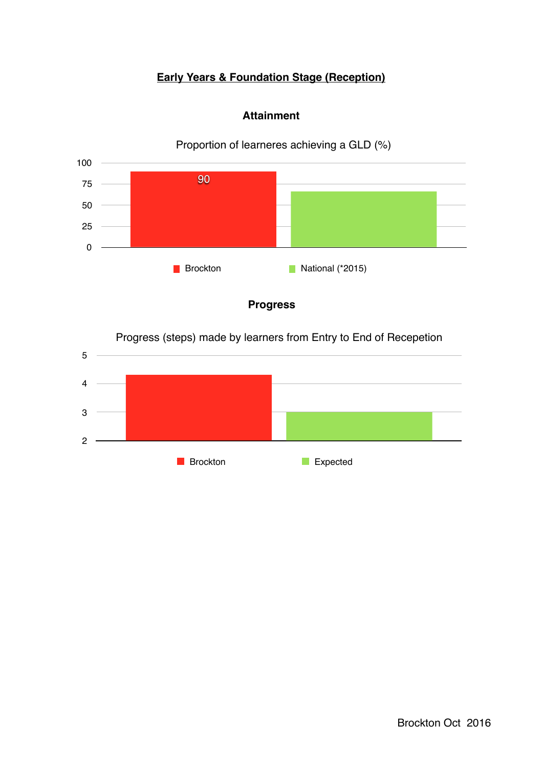## Early Years & Foundation Stage (Reception)

### Attainment

Proportion of learneres achieving a GLD (%)

| | Brockton | National (*2015) |
|---|---|---|
| GLD (%) | 90 | |

### Progress

Progress (steps) made by learners from Entry to End of Recepetion

| | Brockton | Expected |
|---|---|---|
| Progress (steps) | | |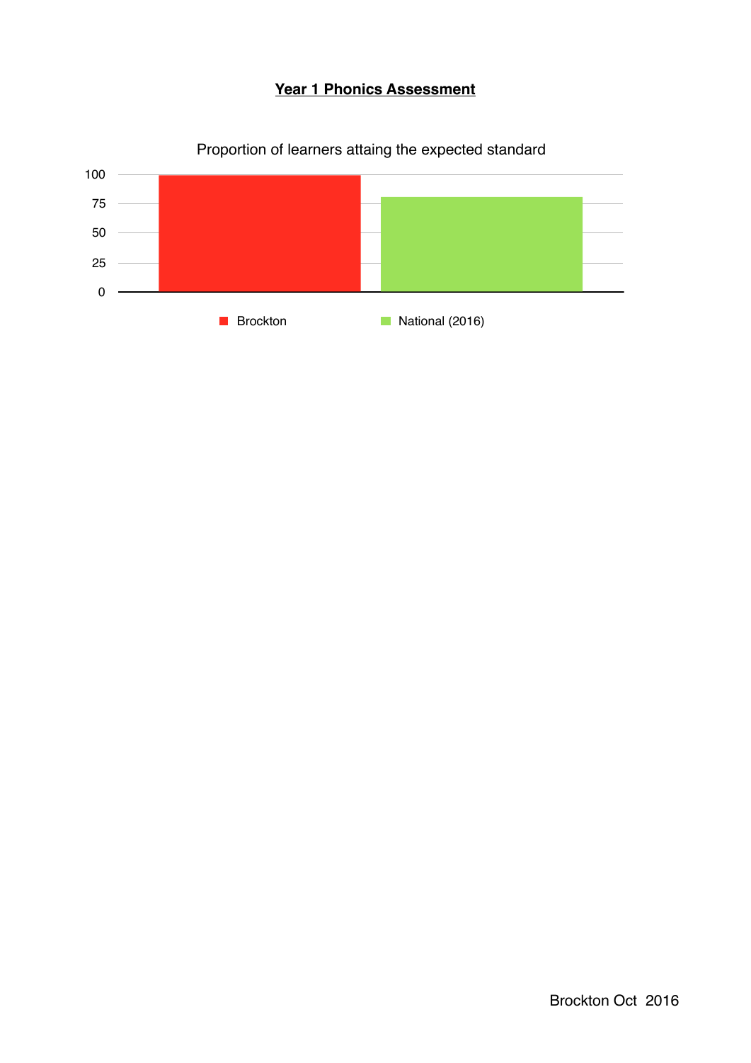**Year 1 Phonics Assessment**

Proportion of learners attaing the expected standard

100

75

50

25

0

Brockton

National (2016)

Brockton Oct 2016